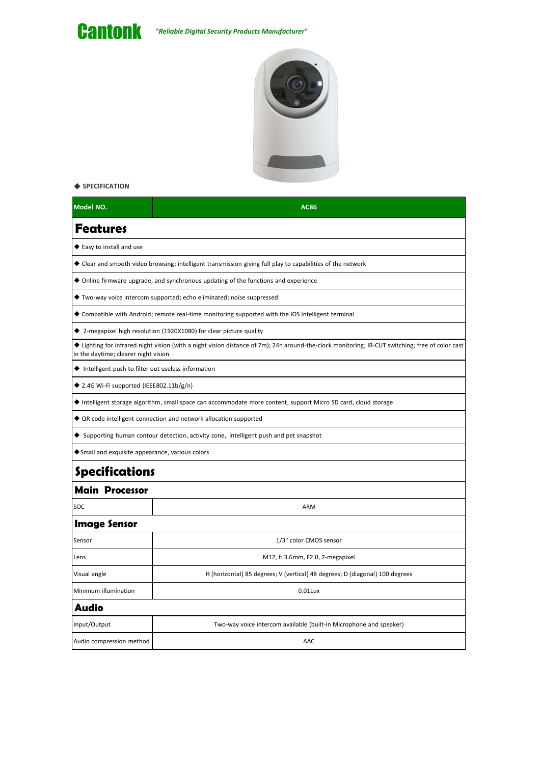# Cantonk

*"Reliable Digital Security Products Manufacturer"*

◆ SPECIFICATION

| Model NO. | AC86 |
|---|---|
| **Features** | |
| ◆ Easy to install and use | |
| ◆ Clear and smooth video browsing; intelligent transmission giving full play to capabilities of the network | |
| ◆ Online firmware upgrade, and synchronous updating of the functions and experience | |
| ◆ Two-way voice intercom supported; echo eliminated; noise suppressed | |
| ◆ Compatible with Android; remote real-time monitoring supported with the IOS intelligent terminal | |
| ◆ 2-megapixel high resolution (1920X1080) for clear picture quality | |
| ◆ Lighting for infrared night vision (with a night vision distance of 7m); 24h around-the-clock monitoring; IR-CUT switching; free of color cast in the daytime; clearer night vision | |
| ◆ Intelligent push to filter out useless information | |
| ◆ 2.4G Wi-Fi supported (IEEE802.11b/g/n) | |
| ◆ Intelligent storage algorithm, small space can accommodate more content, support Micro SD card, cloud storage | |
| ◆ QR code intelligent connection and network allocation supported | |
| ◆ Supporting human contour detection, activity zone, intelligent push and pet snapshot | |
| ◆Small and exquisite appearance, various colors | |
| **Specifications** | |
| **Main Processor** | |
| SOC | ARM |
| **Image Sensor** | |
| Sensor | 1/3" color CMOS sensor |
| Lens | M12, f: 3.6mm, F2.0, 2-megapixel |
| Visual angle | H (horizontal) 85 degrees; V (vertical) 48 degrees; D (diagonal) 100 degrees |
| Minimum illumination | 0.01Lux |
| **Audio** | |
| Input/Output | Two-way voice intercom available (built-in Microphone and speaker) |
| Audio compression method | AAC |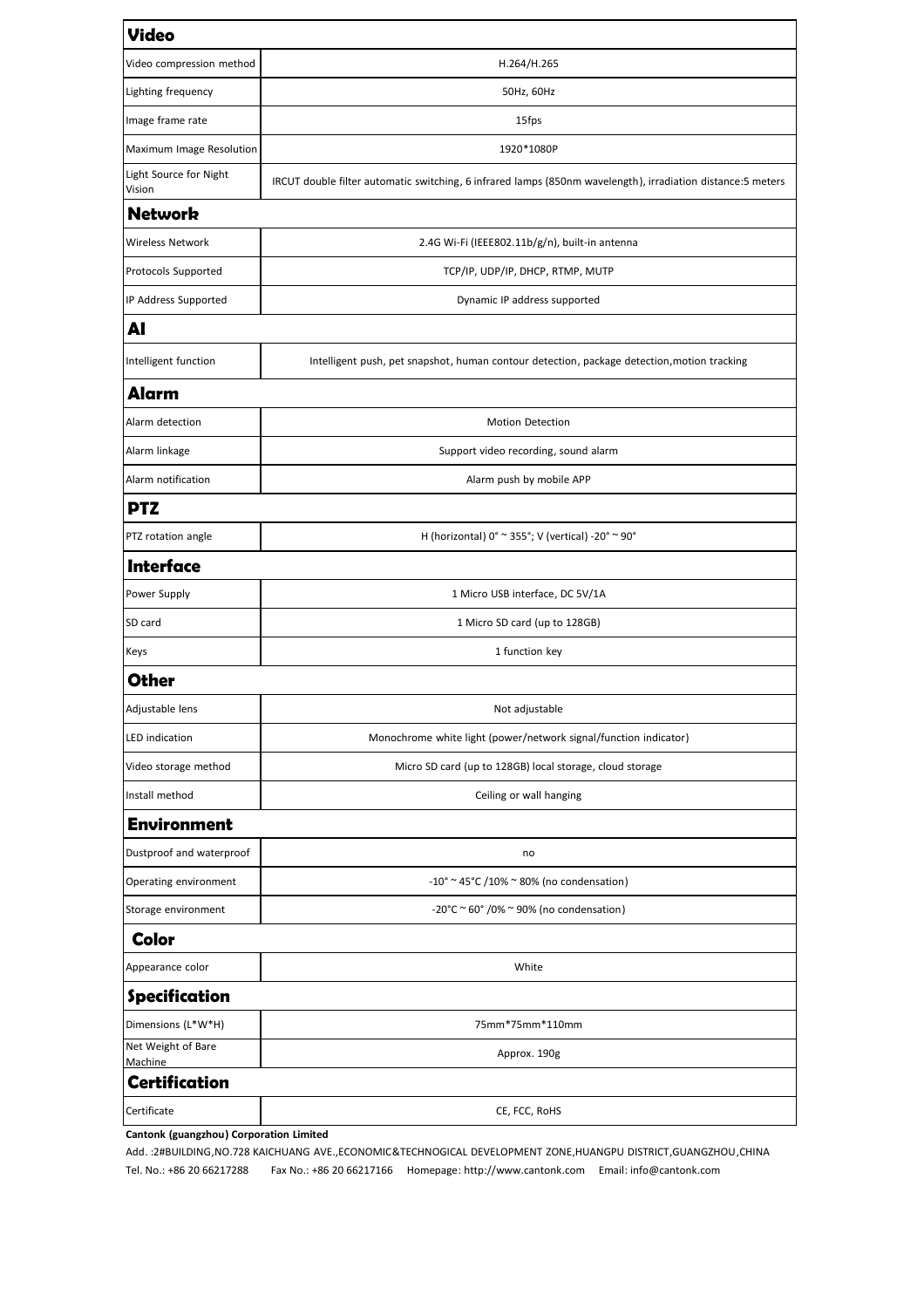| | |
|---|---|
| **Video** | |
| Video compression method | H.264/H.265 |
| Lighting frequency | 50Hz, 60Hz |
| Image frame rate | 15fps |
| Maximum Image Resolution | 1920*1080P |
| Light Source for Night Vision | IRCUT double filter automatic switching, 6 infrared lamps (850nm wavelength), irradiation distance:5 meters |
| **Network** | |
| Wireless Network | 2.4G Wi-Fi (IEEE802.11b/g/n), built-in antenna |
| Protocols Supported | TCP/IP, UDP/IP, DHCP, RTMP, MUTP |
| IP Address Supported | Dynamic IP address supported |
| **AI** | |
| Intelligent function | Intelligent push, pet snapshot, human contour detection, package detection,motion tracking |
| **Alarm** | |
| Alarm detection | Motion Detection |
| Alarm linkage | Support video recording, sound alarm |
| Alarm notification | Alarm push by mobile APP |
| **PTZ** | |
| PTZ rotation angle | H (horizontal) 0° ~ 355°; V (vertical) -20° ~ 90° |
| **Interface** | |
| Power Supply | 1 Micro USB interface, DC 5V/1A |
| SD card | 1 Micro SD card (up to 128GB) |
| Keys | 1 function key |
| **Other** | |
| Adjustable lens | Not adjustable |
| LED indication | Monochrome white light (power/network signal/function indicator) |
| Video storage method | Micro SD card (up to 128GB) local storage, cloud storage |
| Install method | Ceiling or wall hanging |
| **Environment** | |
| Dustproof and waterproof | no |
| Operating environment | -10° ~ 45°C /10% ~ 80% (no condensation) |
| Storage environment | -20°C ~ 60° /0% ~ 90% (no condensation) |
| **Color** | |
| Appearance color | White |
| **Specification** | |
| Dimensions (L*W*H) | 75mm*75mm*110mm |
| Net Weight of Bare Machine | Approx. 190g |
| **Certification** | |
| Certificate | CE, FCC, RoHS |

**Cantonk (guangzhou) Corporation Limited**

Add. :2#BUILDING,NO.728 KAICHUANG AVE.,ECONOMIC&TECHNOGICAL DEVELOPMENT ZONE,HUANGPU DISTRICT,GUANGZHOU,CHINA

Tel. No.: +86 20 66217288 Fax No.: +86 20 66217166 Homepage: http://www.cantonk.com Email: info@cantonk.com